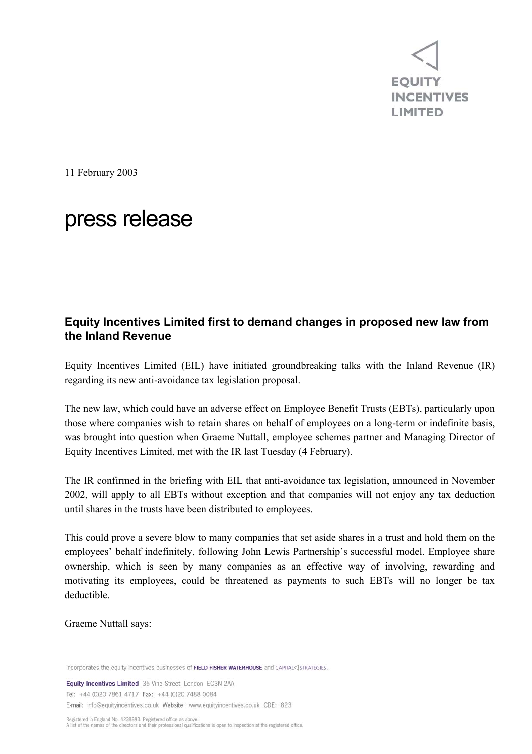EQUITY INCENTIVES LIMITED

11 February 2003

# press release

## Equity Incentives Limited first to demand changes in proposed new law from the Inland Revenue

Equity Incentives Limited (EIL) have initiated groundbreaking talks with the Inland Revenue (IR) regarding its new anti-avoidance tax legislation proposal.

The new law, which could have an adverse effect on Employee Benefit Trusts (EBTs), particularly upon those where companies wish to retain shares on behalf of employees on a long-term or indefinite basis, was brought into question when Graeme Nuttall, employee schemes partner and Managing Director of Equity Incentives Limited, met with the IR last Tuesday (4 February).

The IR confirmed in the briefing with EIL that anti-avoidance tax legislation, announced in November 2002, will apply to all EBTs without exception and that companies will not enjoy any tax deduction until shares in the trusts have been distributed to employees.

This could prove a severe blow to many companies that set aside shares in a trust and hold them on the employees' behalf indefinitely, following John Lewis Partnership's successful model. Employee share ownership, which is seen by many companies as an effective way of involving, rewarding and motivating its employees, could be threatened as payments to such EBTs will no longer be tax deductible.

Graeme Nuttall says:

Incorporates the equity incentives businesses of FIELD FISHER WATERHOUSE and CAPITAL STRATEGIES.

Equity Incentives Limited 35 Vine Street London EC3N 2AA
Tel: +44 (0)20 7861 4717 Fax: +44 (0)20 7488 0084
E-mail: info@equityincentives.co.uk Website: www.equityincentives.co.uk CDE: 823

Registered in England No. 4238893. Registered office as above.
A list of the names of the directors and their professional qualifications is open to inspection at the registered office.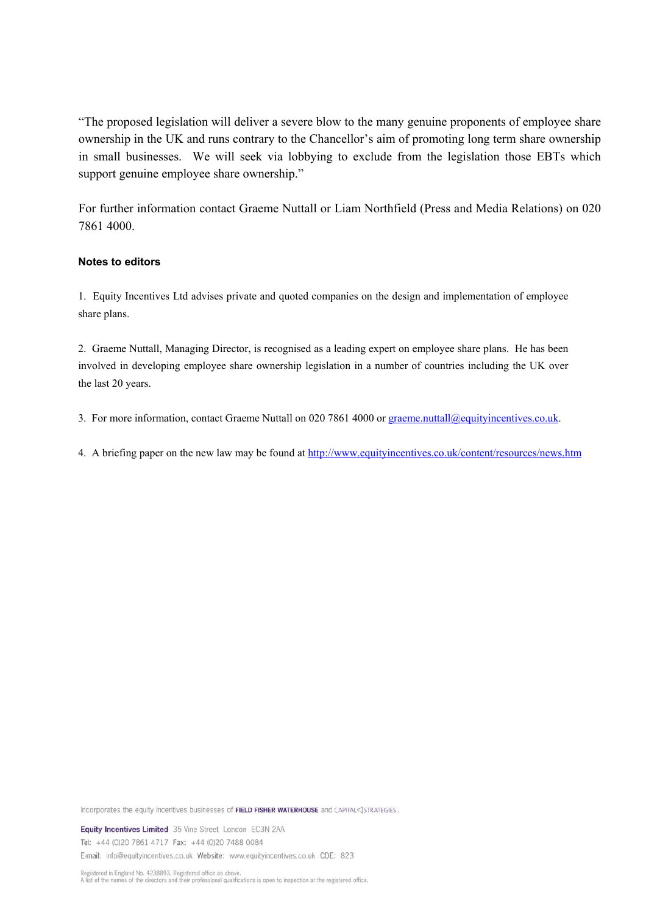"The proposed legislation will deliver a severe blow to the many genuine proponents of employee share ownership in the UK and runs contrary to the Chancellor's aim of promoting long term share ownership in small businesses. We will seek via lobbying to exclude from the legislation those EBTs which support genuine employee share ownership."

For further information contact Graeme Nuttall or Liam Northfield (Press and Media Relations) on 020 7861 4000.

**Notes to editors**

1. Equity Incentives Ltd advises private and quoted companies on the design and implementation of employee share plans.

2. Graeme Nuttall, Managing Director, is recognised as a leading expert on employee share plans. He has been involved in developing employee share ownership legislation in a number of countries including the UK over the last 20 years.

3. For more information, contact Graeme Nuttall on 020 7861 4000 or graeme.nuttall@equityincentives.co.uk.

4. A briefing paper on the new law may be found at http://www.equityincentives.co.uk/content/resources/news.htm

Incorporates the equity incentives businesses of **FIELD FISHER WATERHOUSE** and CAPITAL STRATEGIES.

**Equity Incentives Limited** 35 Vine Street London EC3N 2AA
Tel: +44 (0)20 7861 4717 Fax: +44 (0)20 7488 0084
E-mail: info@equityincentives.co.uk Website: www.equityincentives.co.uk CDE: 823

Registered in England No. 4238893. Registered office as above.
A list of the names of the directors and their professional qualifications is open to inspection at the registered office.